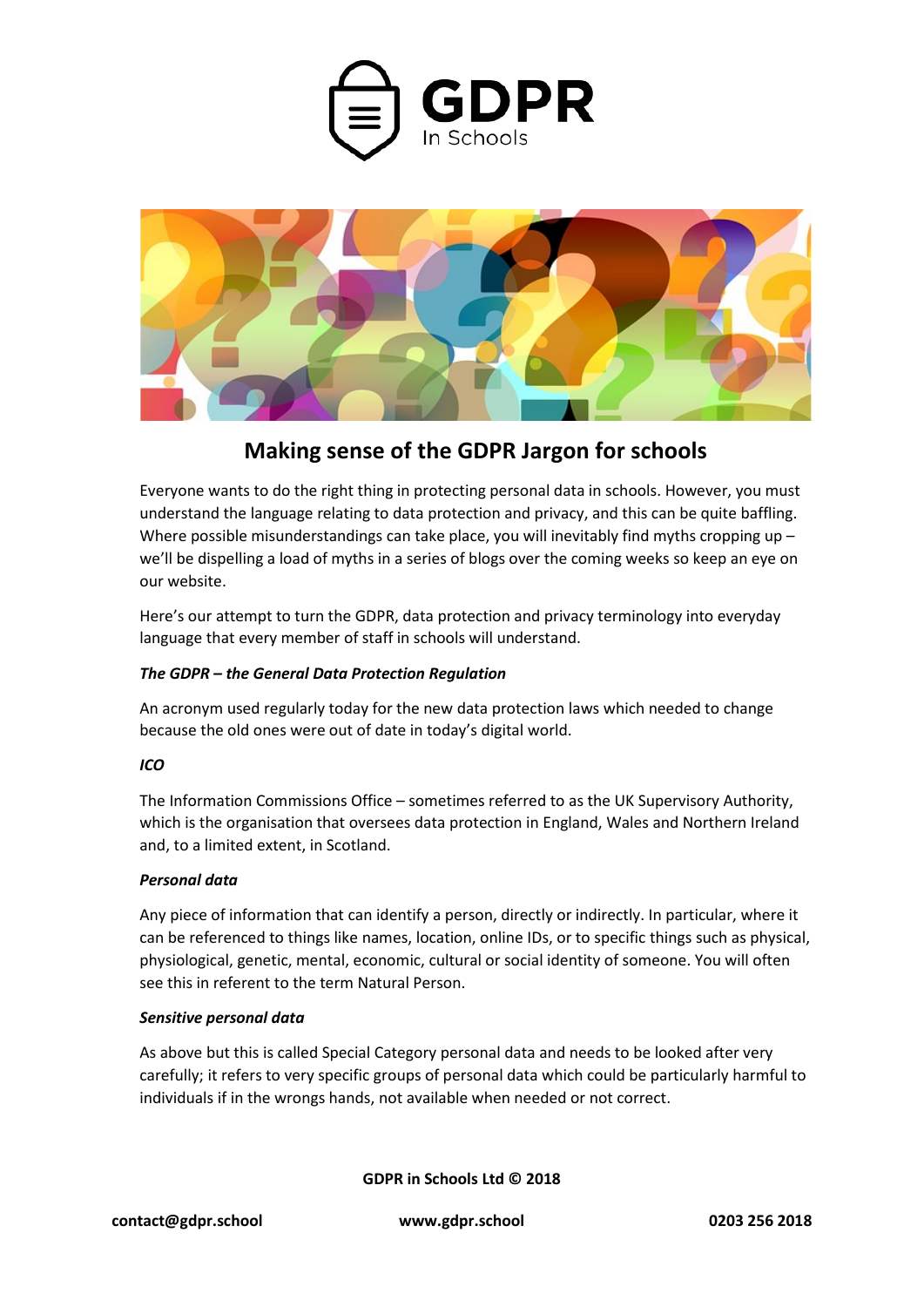# GDPR In Schools

## Making sense of the GDPR Jargon for schools

Everyone wants to do the right thing in protecting personal data in schools. However, you must understand the language relating to data protection and privacy, and this can be quite baffling. Where possible misunderstandings can take place, you will inevitably find myths cropping up – we'll be dispelling a load of myths in a series of blogs over the coming weeks so keep an eye on our website.

Here's our attempt to turn the GDPR, data protection and privacy terminology into everyday language that every member of staff in schools will understand.

***The GDPR – the General Data Protection Regulation***

An acronym used regularly today for the new data protection laws which needed to change because the old ones were out of date in today's digital world.

***ICO***

The Information Commissions Office – sometimes referred to as the UK Supervisory Authority, which is the organisation that oversees data protection in England, Wales and Northern Ireland and, to a limited extent, in Scotland.

***Personal data***

Any piece of information that can identify a person, directly or indirectly. In particular, where it can be referenced to things like names, location, online IDs, or to specific things such as physical, physiological, genetic, mental, economic, cultural or social identity of someone. You will often see this in referent to the term Natural Person.

***Sensitive personal data***

As above but this is called Special Category personal data and needs to be looked after very carefully; it refers to very specific groups of personal data which could be particularly harmful to individuals if in the wrongs hands, not available when needed or not correct.

**GDPR in Schools Ltd © 2018**

**contact@gdpr.school** **www.gdpr.school** **0203 256 2018**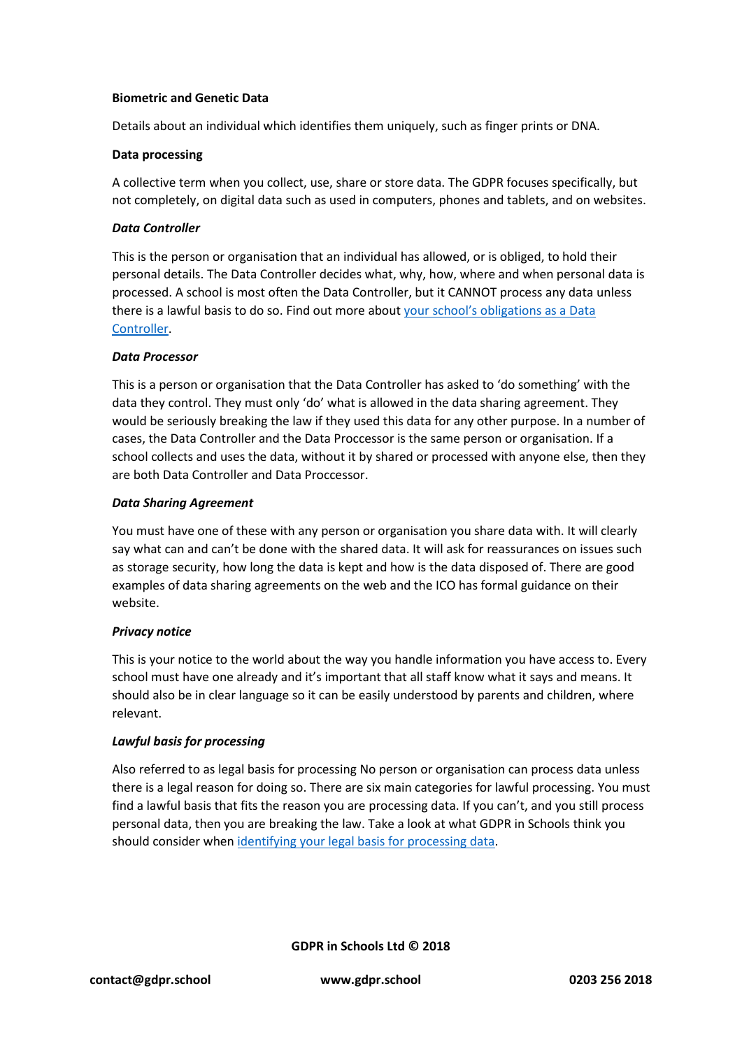**Biometric and Genetic Data**

Details about an individual which identifies them uniquely, such as finger prints or DNA.

**Data processing**

A collective term when you collect, use, share or store data. The GDPR focuses specifically, but not completely, on digital data such as used in computers, phones and tablets, and on websites.

***Data Controller***

This is the person or organisation that an individual has allowed, or is obliged, to hold their personal details. The Data Controller decides what, why, how, where and when personal data is processed. A school is most often the Data Controller, but it CANNOT process any data unless there is a lawful basis to do so. Find out more about your school's obligations as a Data Controller.

***Data Processor***

This is a person or organisation that the Data Controller has asked to 'do something' with the data they control. They must only 'do' what is allowed in the data sharing agreement. They would be seriously breaking the law if they used this data for any other purpose. In a number of cases, the Data Controller and the Data Proccessor is the same person or organisation. If a school collects and uses the data, without it by shared or processed with anyone else, then they are both Data Controller and Data Proccessor.

***Data Sharing Agreement***

You must have one of these with any person or organisation you share data with. It will clearly say what can and can't be done with the shared data. It will ask for reassurances on issues such as storage security, how long the data is kept and how is the data disposed of. There are good examples of data sharing agreements on the web and the ICO has formal guidance on their website.

***Privacy notice***

This is your notice to the world about the way you handle information you have access to. Every school must have one already and it's important that all staff know what it says and means. It should also be in clear language so it can be easily understood by parents and children, where relevant.

***Lawful basis for processing***

Also referred to as legal basis for processing No person or organisation can process data unless there is a legal reason for doing so. There are six main categories for lawful processing. You must find a lawful basis that fits the reason you are processing data. If you can't, and you still process personal data, then you are breaking the law. Take a look at what GDPR in Schools think you should consider when identifying your legal basis for processing data.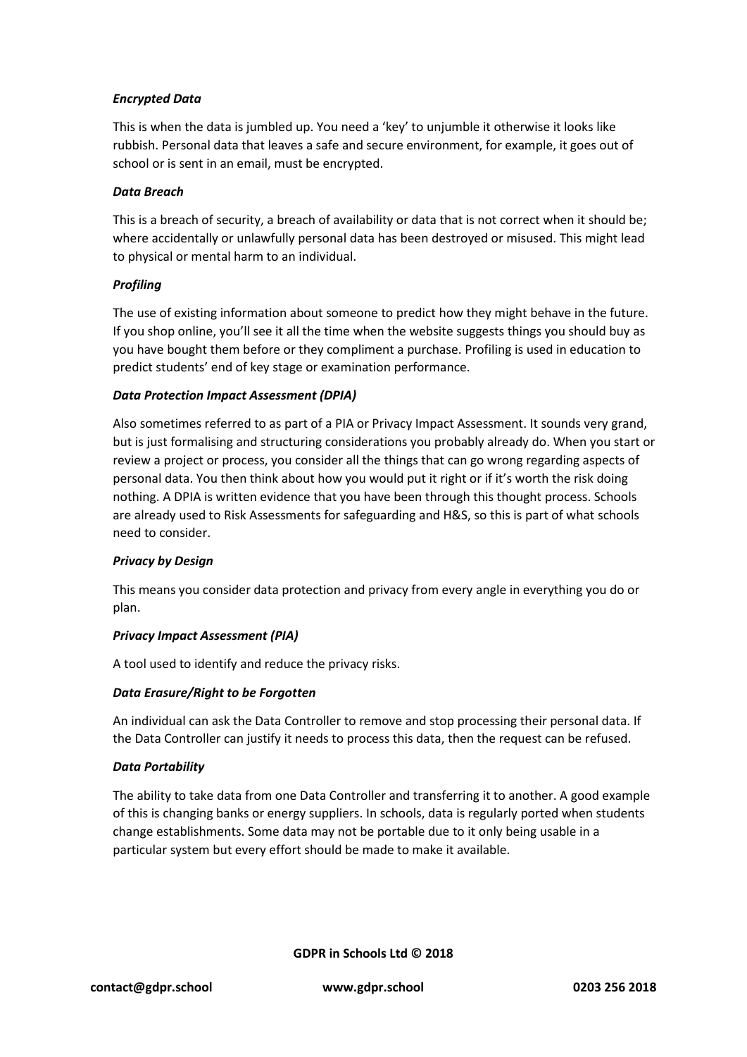### *Encrypted Data*

This is when the data is jumbled up. You need a 'key' to unjumble it otherwise it looks like rubbish. Personal data that leaves a safe and secure environment, for example, it goes out of school or is sent in an email, must be encrypted.

### *Data Breach*

This is a breach of security, a breach of availability or data that is not correct when it should be; where accidentally or unlawfully personal data has been destroyed or misused. This might lead to physical or mental harm to an individual.

### *Profiling*

The use of existing information about someone to predict how they might behave in the future. If you shop online, you'll see it all the time when the website suggests things you should buy as you have bought them before or they compliment a purchase. Profiling is used in education to predict students' end of key stage or examination performance.

### *Data Protection Impact Assessment (DPIA)*

Also sometimes referred to as part of a PIA or Privacy Impact Assessment. It sounds very grand, but is just formalising and structuring considerations you probably already do. When you start or review a project or process, you consider all the things that can go wrong regarding aspects of personal data. You then think about how you would put it right or if it's worth the risk doing nothing. A DPIA is written evidence that you have been through this thought process. Schools are already used to Risk Assessments for safeguarding and H&S, so this is part of what schools need to consider.

### *Privacy by Design*

This means you consider data protection and privacy from every angle in everything you do or plan.

### *Privacy Impact Assessment (PIA)*

A tool used to identify and reduce the privacy risks.

### *Data Erasure/Right to be Forgotten*

An individual can ask the Data Controller to remove and stop processing their personal data. If the Data Controller can justify it needs to process this data, then the request can be refused.

### *Data Portability*

The ability to take data from one Data Controller and transferring it to another. A good example of this is changing banks or energy suppliers. In schools, data is regularly ported when students change establishments. Some data may not be portable due to it only being usable in a particular system but every effort should be made to make it available.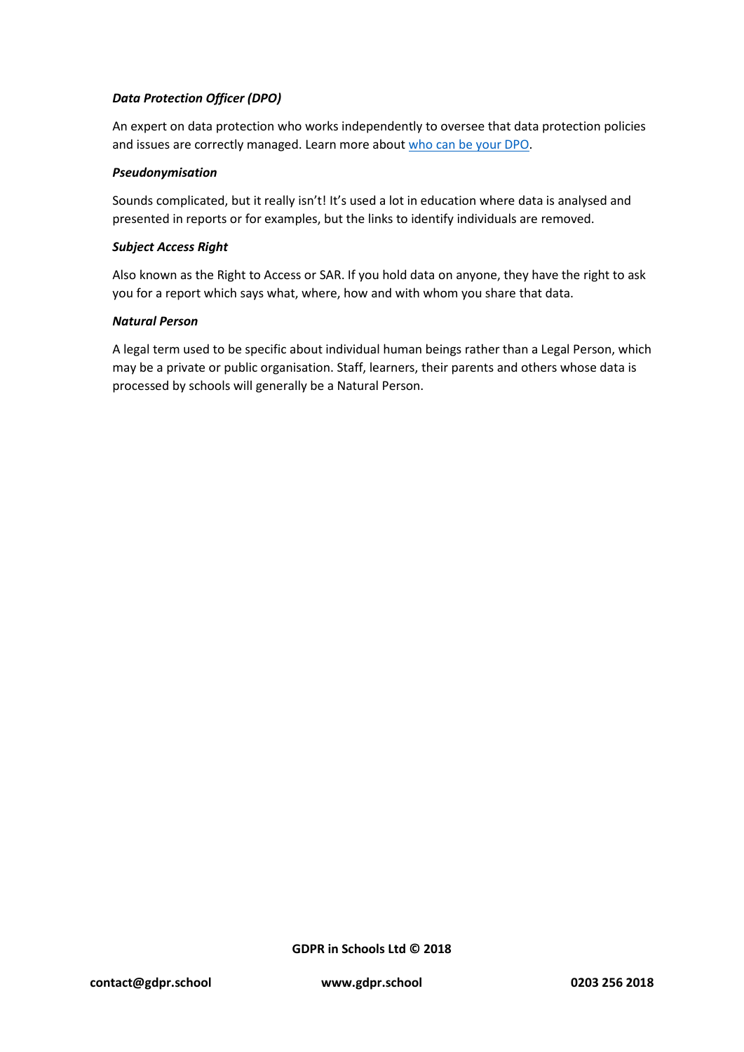***Data Protection Officer (DPO)***

An expert on data protection who works independently to oversee that data protection policies and issues are correctly managed. Learn more about [who can be your DPO](#).

***Pseudonymisation***

Sounds complicated, but it really isn't! It's used a lot in education where data is analysed and presented in reports or for examples, but the links to identify individuals are removed.

***Subject Access Right***

Also known as the Right to Access or SAR. If you hold data on anyone, they have the right to ask you for a report which says what, where, how and with whom you share that data.

***Natural Person***

A legal term used to be specific about individual human beings rather than a Legal Person, which may be a private or public organisation. Staff, learners, their parents and others whose data is processed by schools will generally be a Natural Person.